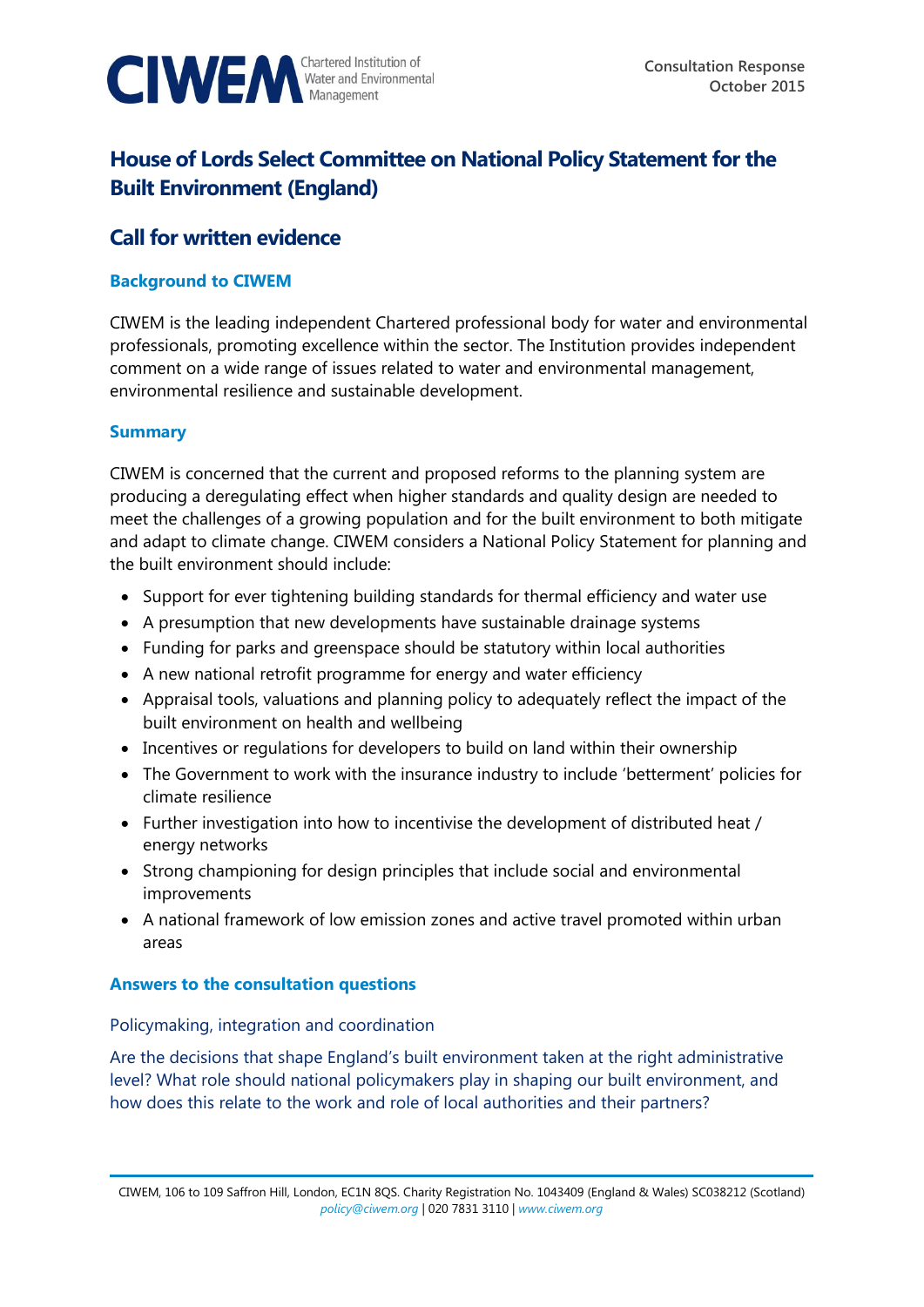CIWEM Chartered Institution of Water and Environmental Management

**Consultation Response**
**October 2015**

# House of Lords Select Committee on National Policy Statement for the Built Environment (England)

## Call for written evidence

### Background to CIWEM

CIWEM is the leading independent Chartered professional body for water and environmental professionals, promoting excellence within the sector. The Institution provides independent comment on a wide range of issues related to water and environmental management, environmental resilience and sustainable development.

### Summary

CIWEM is concerned that the current and proposed reforms to the planning system are producing a deregulating effect when higher standards and quality design are needed to meet the challenges of a growing population and for the built environment to both mitigate and adapt to climate change. CIWEM considers a National Policy Statement for planning and the built environment should include:

- Support for ever tightening building standards for thermal efficiency and water use
- A presumption that new developments have sustainable drainage systems
- Funding for parks and greenspace should be statutory within local authorities
- A new national retrofit programme for energy and water efficiency
- Appraisal tools, valuations and planning policy to adequately reflect the impact of the built environment on health and wellbeing
- Incentives or regulations for developers to build on land within their ownership
- The Government to work with the insurance industry to include 'betterment' policies for climate resilience
- Further investigation into how to incentivise the development of distributed heat / energy networks
- Strong championing for design principles that include social and environmental improvements
- A national framework of low emission zones and active travel promoted within urban areas

### Answers to the consultation questions

#### Policymaking, integration and coordination

Are the decisions that shape England's built environment taken at the right administrative level? What role should national policymakers play in shaping our built environment, and how does this relate to the work and role of local authorities and their partners?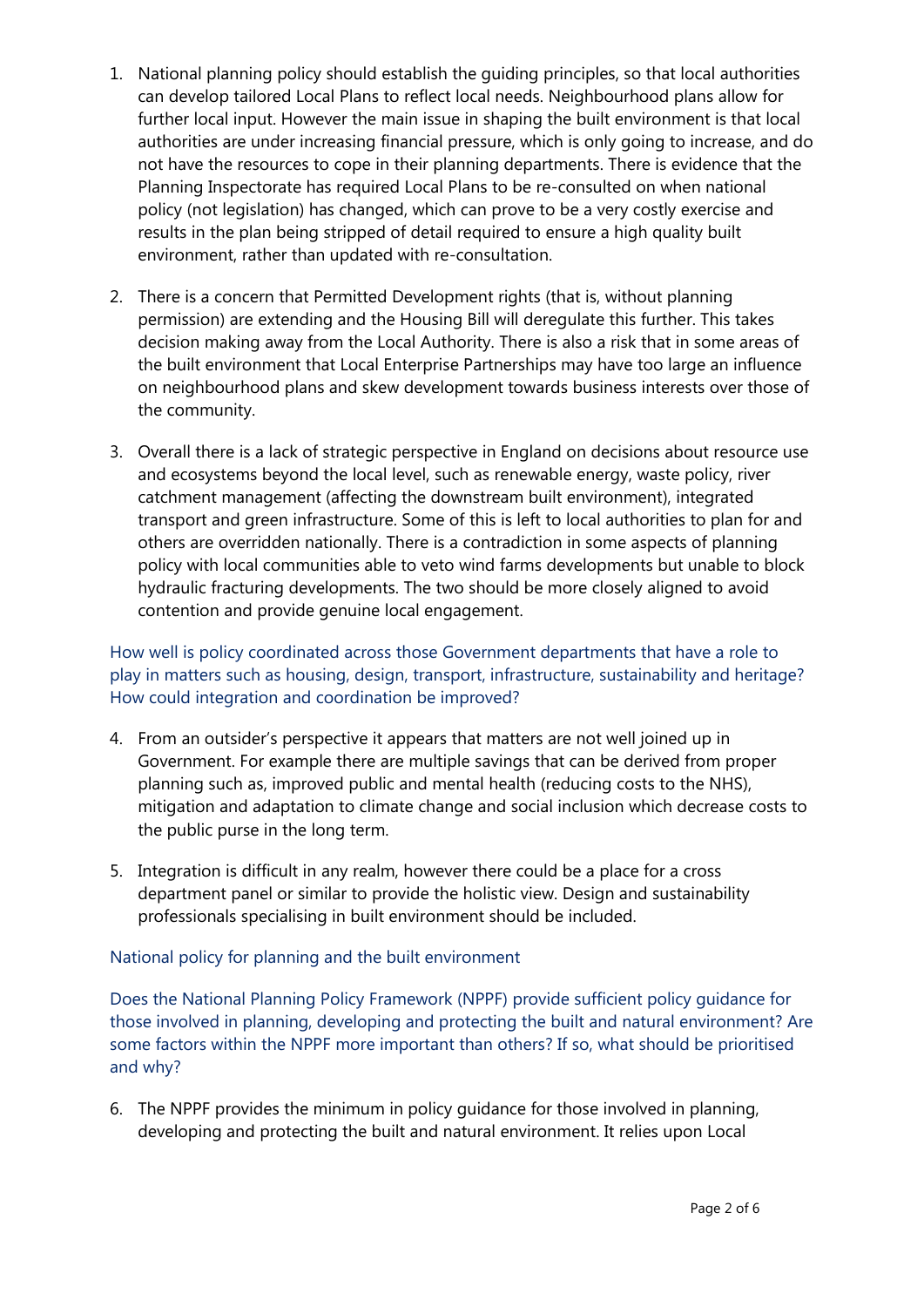1. National planning policy should establish the guiding principles, so that local authorities can develop tailored Local Plans to reflect local needs. Neighbourhood plans allow for further local input. However the main issue in shaping the built environment is that local authorities are under increasing financial pressure, which is only going to increase, and do not have the resources to cope in their planning departments. There is evidence that the Planning Inspectorate has required Local Plans to be re-consulted on when national policy (not legislation) has changed, which can prove to be a very costly exercise and results in the plan being stripped of detail required to ensure a high quality built environment, rather than updated with re-consultation.

2. There is a concern that Permitted Development rights (that is, without planning permission) are extending and the Housing Bill will deregulate this further. This takes decision making away from the Local Authority. There is also a risk that in some areas of the built environment that Local Enterprise Partnerships may have too large an influence on neighbourhood plans and skew development towards business interests over those of the community.

3. Overall there is a lack of strategic perspective in England on decisions about resource use and ecosystems beyond the local level, such as renewable energy, waste policy, river catchment management (affecting the downstream built environment), integrated transport and green infrastructure. Some of this is left to local authorities to plan for and others are overridden nationally. There is a contradiction in some aspects of planning policy with local communities able to veto wind farms developments but unable to block hydraulic fracturing developments. The two should be more closely aligned to avoid contention and provide genuine local engagement.

How well is policy coordinated across those Government departments that have a role to play in matters such as housing, design, transport, infrastructure, sustainability and heritage? How could integration and coordination be improved?

4. From an outsider's perspective it appears that matters are not well joined up in Government. For example there are multiple savings that can be derived from proper planning such as, improved public and mental health (reducing costs to the NHS), mitigation and adaptation to climate change and social inclusion which decrease costs to the public purse in the long term.

5. Integration is difficult in any realm, however there could be a place for a cross department panel or similar to provide the holistic view. Design and sustainability professionals specialising in built environment should be included.

## National policy for planning and the built environment

Does the National Planning Policy Framework (NPPF) provide sufficient policy guidance for those involved in planning, developing and protecting the built and natural environment? Are some factors within the NPPF more important than others? If so, what should be prioritised and why?

6. The NPPF provides the minimum in policy guidance for those involved in planning, developing and protecting the built and natural environment. It relies upon Local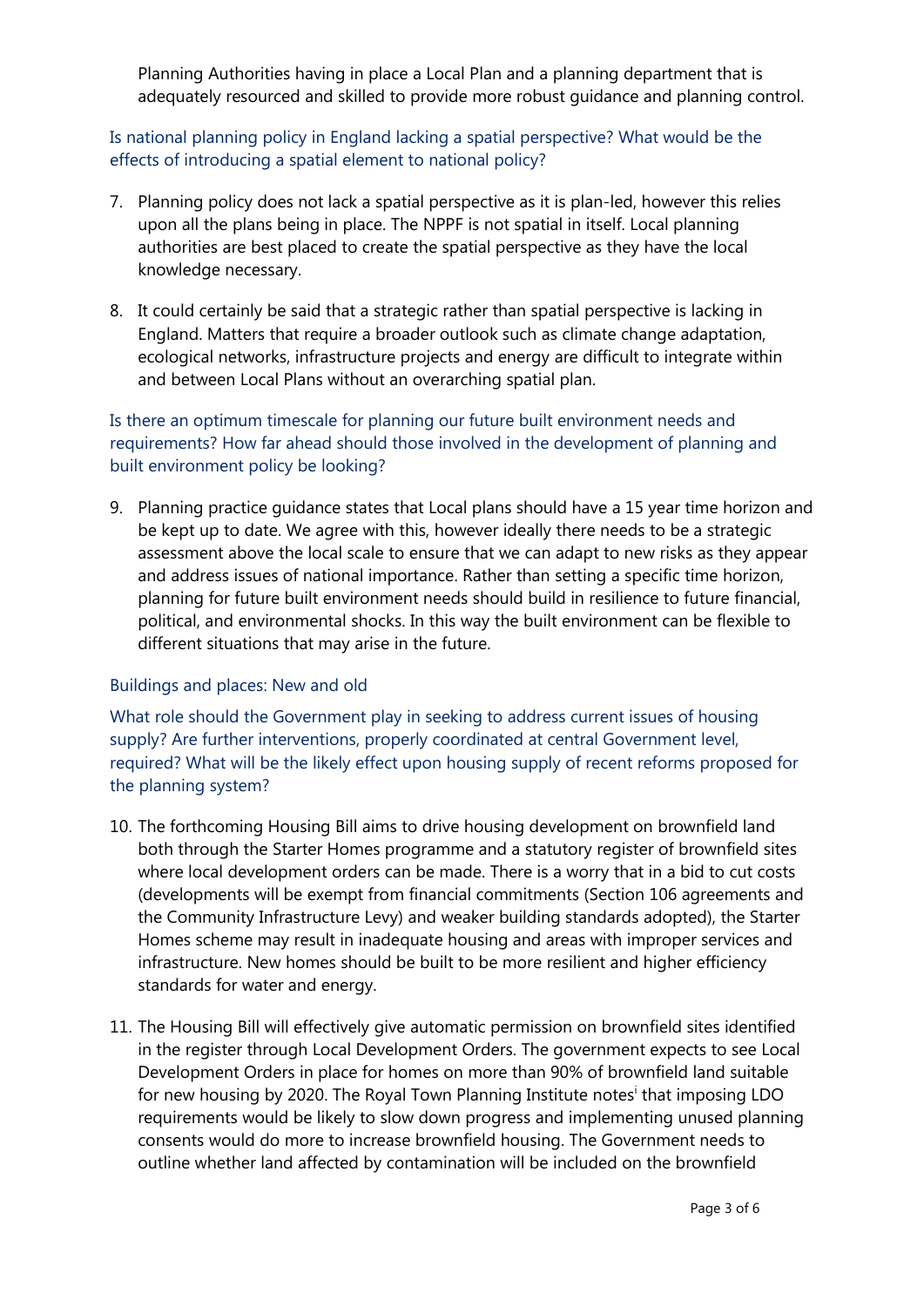Planning Authorities having in place a Local Plan and a planning department that is adequately resourced and skilled to provide more robust guidance and planning control.

### Is national planning policy in England lacking a spatial perspective? What would be the effects of introducing a spatial element to national policy?

7. Planning policy does not lack a spatial perspective as it is plan-led, however this relies upon all the plans being in place. The NPPF is not spatial in itself. Local planning authorities are best placed to create the spatial perspective as they have the local knowledge necessary.

8. It could certainly be said that a strategic rather than spatial perspective is lacking in England. Matters that require a broader outlook such as climate change adaptation, ecological networks, infrastructure projects and energy are difficult to integrate within and between Local Plans without an overarching spatial plan.

### Is there an optimum timescale for planning our future built environment needs and requirements? How far ahead should those involved in the development of planning and built environment policy be looking?

9. Planning practice guidance states that Local plans should have a 15 year time horizon and be kept up to date. We agree with this, however ideally there needs to be a strategic assessment above the local scale to ensure that we can adapt to new risks as they appear and address issues of national importance. Rather than setting a specific time horizon, planning for future built environment needs should build in resilience to future financial, political, and environmental shocks. In this way the built environment can be flexible to different situations that may arise in the future.

## Buildings and places: New and old

### What role should the Government play in seeking to address current issues of housing supply? Are further interventions, properly coordinated at central Government level, required? What will be the likely effect upon housing supply of recent reforms proposed for the planning system?

10. The forthcoming Housing Bill aims to drive housing development on brownfield land both through the Starter Homes programme and a statutory register of brownfield sites where local development orders can be made. There is a worry that in a bid to cut costs (developments will be exempt from financial commitments (Section 106 agreements and the Community Infrastructure Levy) and weaker building standards adopted), the Starter Homes scheme may result in inadequate housing and areas with improper services and infrastructure. New homes should be built to be more resilient and higher efficiency standards for water and energy.

11. The Housing Bill will effectively give automatic permission on brownfield sites identified in the register through Local Development Orders. The government expects to see Local Development Orders in place for homes on more than 90% of brownfield land suitable for new housing by 2020. The Royal Town Planning Institute notes[i] that imposing LDO requirements would be likely to slow down progress and implementing unused planning consents would do more to increase brownfield housing. The Government needs to outline whether land affected by contamination will be included on the brownfield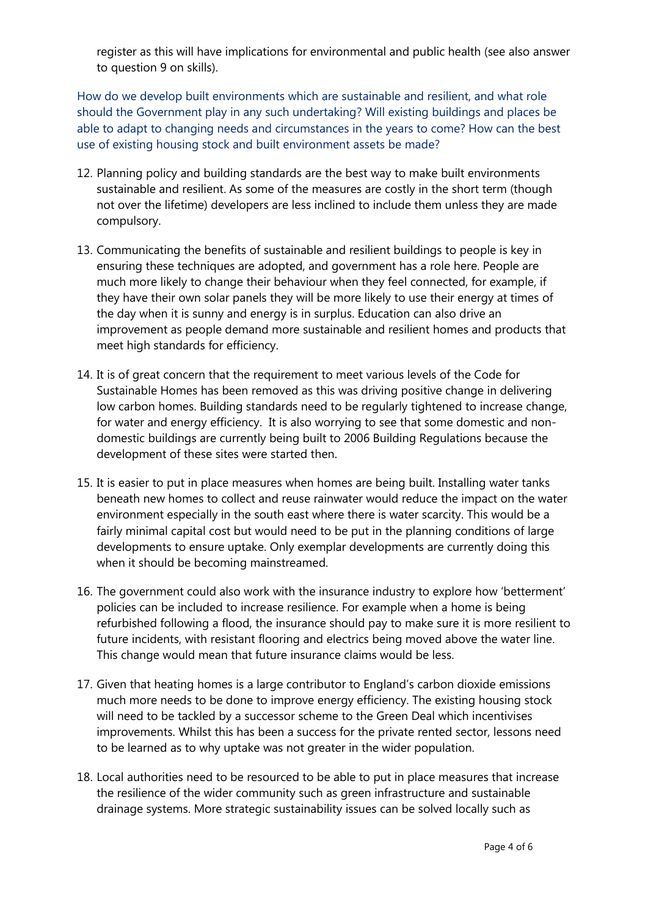register as this will have implications for environmental and public health (see also answer to question 9 on skills).

How do we develop built environments which are sustainable and resilient, and what role should the Government play in any such undertaking? Will existing buildings and places be able to adapt to changing needs and circumstances in the years to come? How can the best use of existing housing stock and built environment assets be made?

12. Planning policy and building standards are the best way to make built environments sustainable and resilient. As some of the measures are costly in the short term (though not over the lifetime) developers are less inclined to include them unless they are made compulsory.

13. Communicating the benefits of sustainable and resilient buildings to people is key in ensuring these techniques are adopted, and government has a role here. People are much more likely to change their behaviour when they feel connected, for example, if they have their own solar panels they will be more likely to use their energy at times of the day when it is sunny and energy is in surplus. Education can also drive an improvement as people demand more sustainable and resilient homes and products that meet high standards for efficiency.

14. It is of great concern that the requirement to meet various levels of the Code for Sustainable Homes has been removed as this was driving positive change in delivering low carbon homes. Building standards need to be regularly tightened to increase change, for water and energy efficiency. It is also worrying to see that some domestic and non-domestic buildings are currently being built to 2006 Building Regulations because the development of these sites were started then.

15. It is easier to put in place measures when homes are being built. Installing water tanks beneath new homes to collect and reuse rainwater would reduce the impact on the water environment especially in the south east where there is water scarcity. This would be a fairly minimal capital cost but would need to be put in the planning conditions of large developments to ensure uptake. Only exemplar developments are currently doing this when it should be becoming mainstreamed.

16. The government could also work with the insurance industry to explore how 'betterment' policies can be included to increase resilience. For example when a home is being refurbished following a flood, the insurance should pay to make sure it is more resilient to future incidents, with resistant flooring and electrics being moved above the water line. This change would mean that future insurance claims would be less.

17. Given that heating homes is a large contributor to England's carbon dioxide emissions much more needs to be done to improve energy efficiency. The existing housing stock will need to be tackled by a successor scheme to the Green Deal which incentivises improvements. Whilst this has been a success for the private rented sector, lessons need to be learned as to why uptake was not greater in the wider population.

18. Local authorities need to be resourced to be able to put in place measures that increase the resilience of the wider community such as green infrastructure and sustainable drainage systems. More strategic sustainability issues can be solved locally such as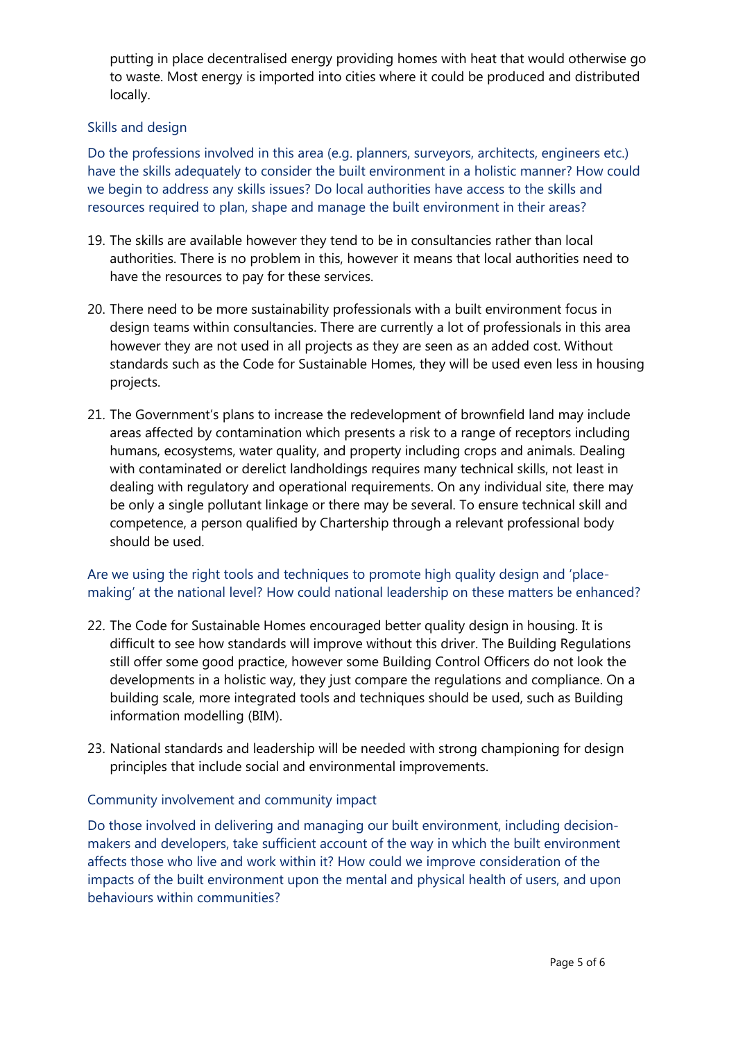putting in place decentralised energy providing homes with heat that would otherwise go to waste. Most energy is imported into cities where it could be produced and distributed locally.

### Skills and design

Do the professions involved in this area (e.g. planners, surveyors, architects, engineers etc.) have the skills adequately to consider the built environment in a holistic manner? How could we begin to address any skills issues? Do local authorities have access to the skills and resources required to plan, shape and manage the built environment in their areas?

19. The skills are available however they tend to be in consultancies rather than local authorities. There is no problem in this, however it means that local authorities need to have the resources to pay for these services.

20. There need to be more sustainability professionals with a built environment focus in design teams within consultancies. There are currently a lot of professionals in this area however they are not used in all projects as they are seen as an added cost. Without standards such as the Code for Sustainable Homes, they will be used even less in housing projects.

21. The Government's plans to increase the redevelopment of brownfield land may include areas affected by contamination which presents a risk to a range of receptors including humans, ecosystems, water quality, and property including crops and animals. Dealing with contaminated or derelict landholdings requires many technical skills, not least in dealing with regulatory and operational requirements. On any individual site, there may be only a single pollutant linkage or there may be several. To ensure technical skill and competence, a person qualified by Chartership through a relevant professional body should be used.

Are we using the right tools and techniques to promote high quality design and 'place-making' at the national level? How could national leadership on these matters be enhanced?

22. The Code for Sustainable Homes encouraged better quality design in housing. It is difficult to see how standards will improve without this driver. The Building Regulations still offer some good practice, however some Building Control Officers do not look the developments in a holistic way, they just compare the regulations and compliance. On a building scale, more integrated tools and techniques should be used, such as Building information modelling (BIM).

23. National standards and leadership will be needed with strong championing for design principles that include social and environmental improvements.

### Community involvement and community impact

Do those involved in delivering and managing our built environment, including decision-makers and developers, take sufficient account of the way in which the built environment affects those who live and work within it? How could we improve consideration of the impacts of the built environment upon the mental and physical health of users, and upon behaviours within communities?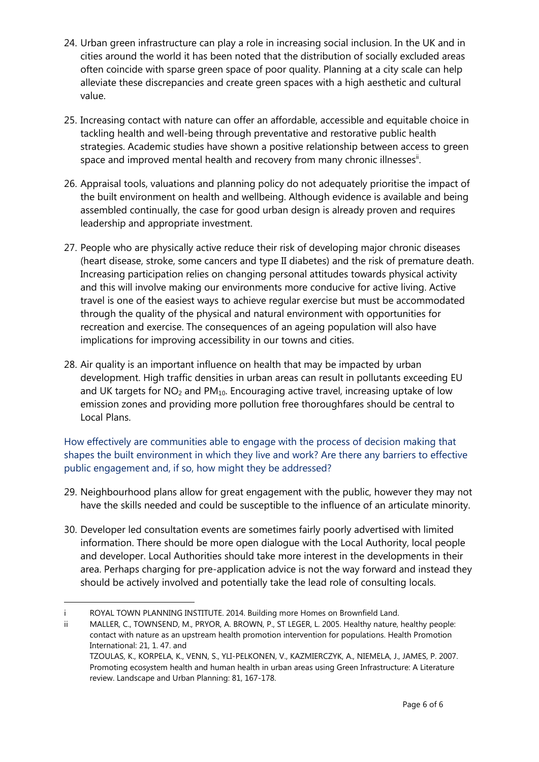24. Urban green infrastructure can play a role in increasing social inclusion. In the UK and in cities around the world it has been noted that the distribution of socially excluded areas often coincide with sparse green space of poor quality. Planning at a city scale can help alleviate these discrepancies and create green spaces with a high aesthetic and cultural value.

25. Increasing contact with nature can offer an affordable, accessible and equitable choice in tackling health and well-being through preventative and restorative public health strategies. Academic studies have shown a positive relationship between access to green space and improved mental health and recovery from many chronic illnesses[ii].

26. Appraisal tools, valuations and planning policy do not adequately prioritise the impact of the built environment on health and wellbeing. Although evidence is available and being assembled continually, the case for good urban design is already proven and requires leadership and appropriate investment.

27. People who are physically active reduce their risk of developing major chronic diseases (heart disease, stroke, some cancers and type II diabetes) and the risk of premature death. Increasing participation relies on changing personal attitudes towards physical activity and this will involve making our environments more conducive for active living. Active travel is one of the easiest ways to achieve regular exercise but must be accommodated through the quality of the physical and natural environment with opportunities for recreation and exercise. The consequences of an ageing population will also have implications for improving accessibility in our towns and cities.

28. Air quality is an important influence on health that may be impacted by urban development. High traffic densities in urban areas can result in pollutants exceeding EU and UK targets for $NO_2$ and $PM_{10}$. Encouraging active travel, increasing uptake of low emission zones and providing more pollution free thoroughfares should be central to Local Plans.

### How effectively are communities able to engage with the process of decision making that shapes the built environment in which they live and work? Are there any barriers to effective public engagement and, if so, how might they be addressed?

29. Neighbourhood plans allow for great engagement with the public, however they may not have the skills needed and could be susceptible to the influence of an articulate minority.

30. Developer led consultation events are sometimes fairly poorly advertised with limited information. There should be more open dialogue with the Local Authority, local people and developer. Local Authorities should take more interest in the developments in their area. Perhaps charging for pre-application advice is not the way forward and instead they should be actively involved and potentially take the lead role of consulting locals.

---

i ROYAL TOWN PLANNING INSTITUTE. 2014. Building more Homes on Brownfield Land.

ii MALLER, C., TOWNSEND, M., PRYOR, A. BROWN, P., ST LEGER, L. 2005. Healthy nature, healthy people: contact with nature as an upstream health promotion intervention for populations. Health Promotion International: 21, 1. 47. and
TZOULAS, K., KORPELA, K., VENN, S., YLI-PELKONEN, V., KAZMIERCZYK, A., NIEMELA, J., JAMES, P. 2007. Promoting ecosystem health and human health in urban areas using Green Infrastructure: A Literature review. Landscape and Urban Planning: 81, 167-178.